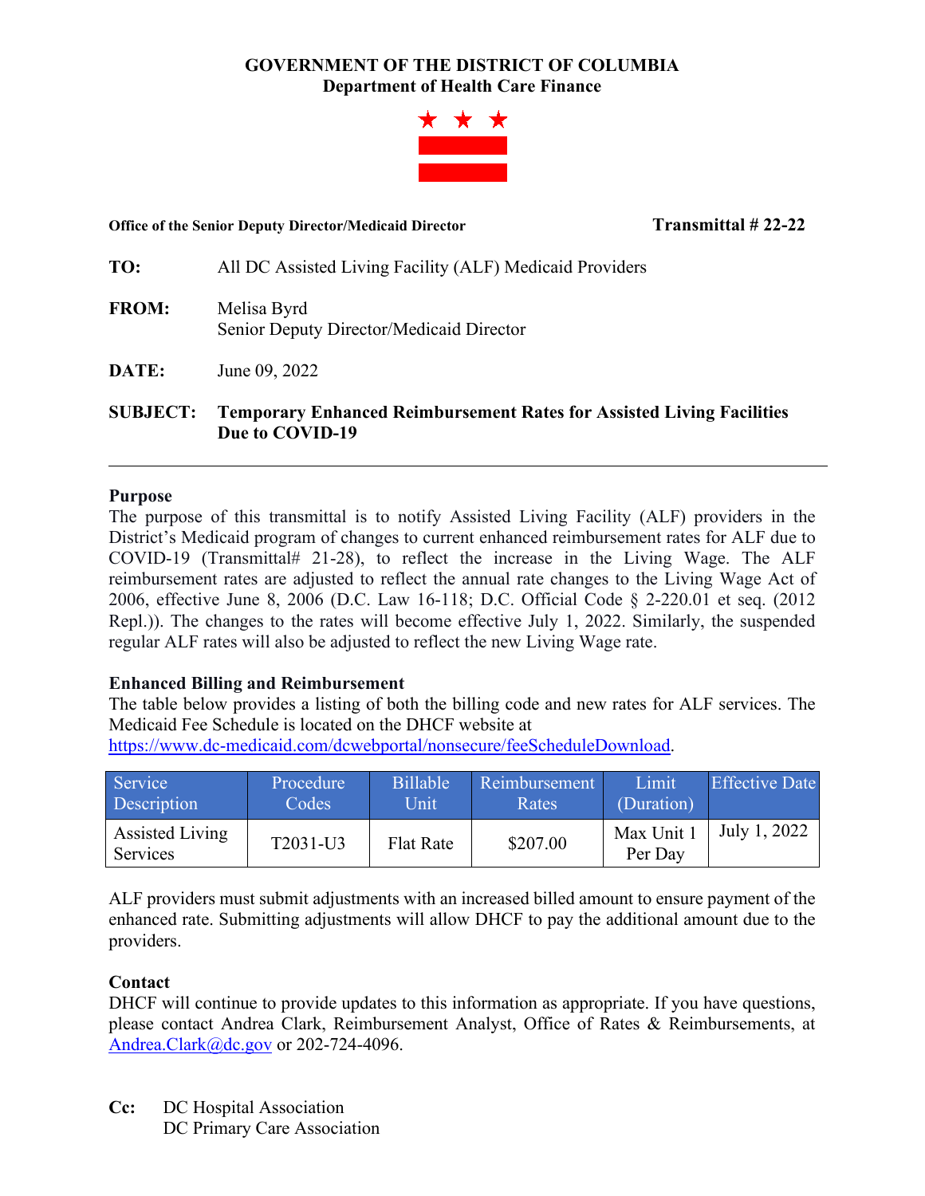**GOVERNMENT OF THE DISTRICT OF COLUMBIA**
**Department of Health Care Finance**

**Office of the Senior Deputy Director/Medicaid Director** **Transmittal # 22-22**

**TO:** All DC Assisted Living Facility (ALF) Medicaid Providers

**FROM:** Melisa Byrd
Senior Deputy Director/Medicaid Director

**DATE:** June 09, 2022

**SUBJECT:** **Temporary Enhanced Reimbursement Rates for Assisted Living Facilities Due to COVID-19**

---

**Purpose**

The purpose of this transmittal is to notify Assisted Living Facility (ALF) providers in the District's Medicaid program of changes to current enhanced reimbursement rates for ALF due to COVID-19 (Transmittal# 21-28), to reflect the increase in the Living Wage. The ALF reimbursement rates are adjusted to reflect the annual rate changes to the Living Wage Act of 2006, effective June 8, 2006 (D.C. Law 16-118; D.C. Official Code § 2-220.01 et seq. (2012 Repl.)). The changes to the rates will become effective July 1, 2022. Similarly, the suspended regular ALF rates will also be adjusted to reflect the new Living Wage rate.

**Enhanced Billing and Reimbursement**

The table below provides a listing of both the billing code and new rates for ALF services. The Medicaid Fee Schedule is located on the DHCF website at https://www.dc-medicaid.com/dcwebportal/nonsecure/feeScheduleDownload.

| Service Description | Procedure Codes | Billable Unit | Reimbursement Rates | Limit (Duration) | Effective Date |
|---|---|---|---|---|---|
| Assisted Living Services | T2031-U3 | Flat Rate | $207.00 | Max Unit 1 Per Day | July 1, 2022 |

ALF providers must submit adjustments with an increased billed amount to ensure payment of the enhanced rate. Submitting adjustments will allow DHCF to pay the additional amount due to the providers.

**Contact**

DHCF will continue to provide updates to this information as appropriate. If you have questions, please contact Andrea Clark, Reimbursement Analyst, Office of Rates & Reimbursements, at Andrea.Clark@dc.gov or 202-724-4096.

**Cc:** DC Hospital Association
DC Primary Care Association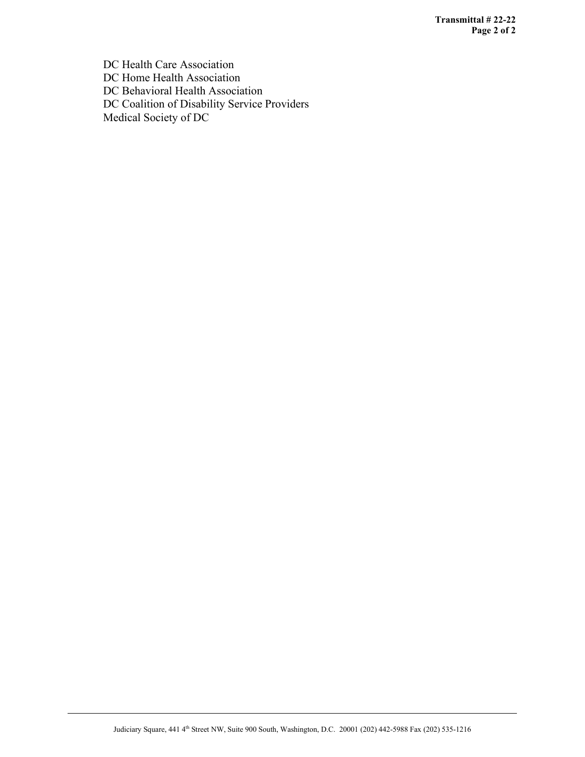DC Health Care Association
DC Home Health Association
DC Behavioral Health Association
DC Coalition of Disability Service Providers
Medical Society of DC